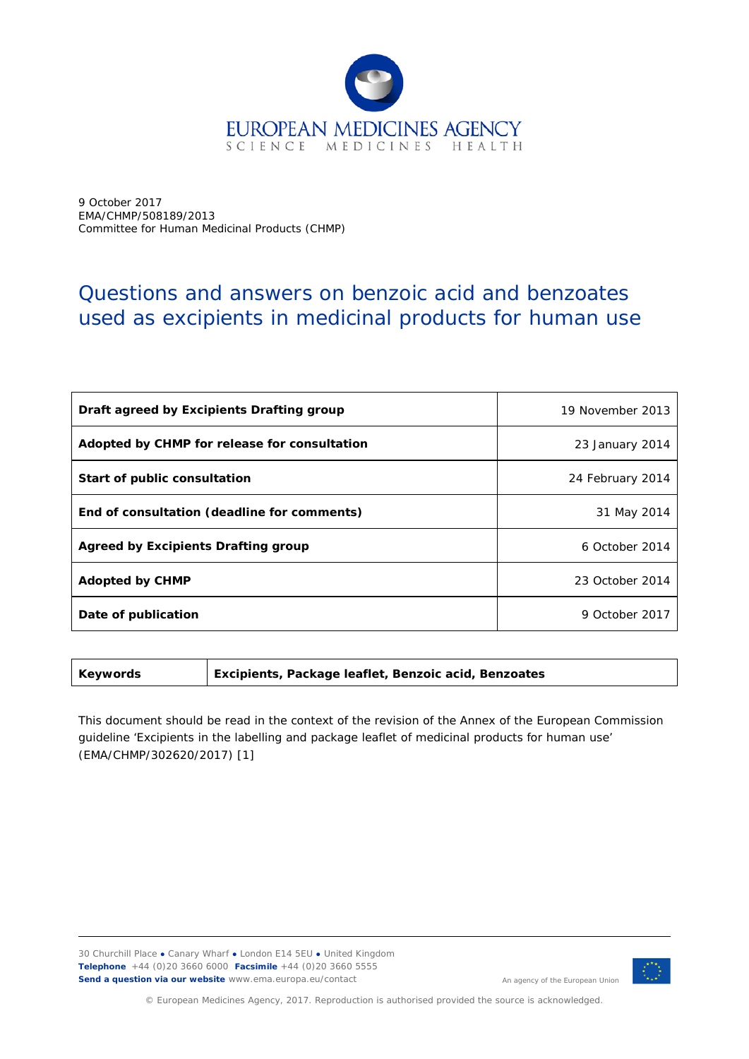EUROPEAN MEDICINES AGENCY
SCIENCE MEDICINES HEALTH

9 October 2017
EMA/CHMP/508189/2013
Committee for Human Medicinal Products (CHMP)

# Questions and answers on benzoic acid and benzoates used as excipients in medicinal products for human use

| | |
|---|---|
| **Draft agreed by Excipients Drafting group** | 19 November 2013 |
| **Adopted by CHMP for release for consultation** | 23 January 2014 |
| **Start of public consultation** | 24 February 2014 |
| **End of consultation (deadline for comments)** | 31 May 2014 |
| **Agreed by Excipients Drafting group** | 6 October 2014 |
| **Adopted by CHMP** | 23 October 2014 |
| **Date of publication** | 9 October 2017 |

| | |
|---|---|
| **Keywords** | **Excipients, Package leaflet, Benzoic acid, Benzoates** |

This document should be read in the context of the revision of the Annex of the European Commission guideline 'Excipients in the labelling and package leaflet of medicinal products for human use' (EMA/CHMP/302620/2017) [1]

30 Churchill Place ● Canary Wharf ● London E14 5EU ● United Kingdom
**Telephone** +44 (0)20 3660 6000 **Facsimile** +44 (0)20 3660 5555
**Send a question via our website** www.ema.europa.eu/contact

An agency of the European Union

© European Medicines Agency, 2017. Reproduction is authorised provided the source is acknowledged.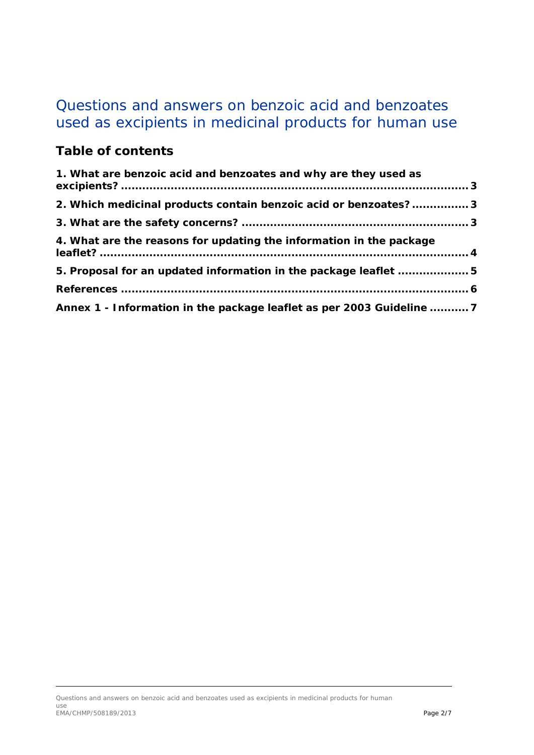# Questions and answers on benzoic acid and benzoates used as excipients in medicinal products for human use

## Table of contents

**1. What are benzoic acid and benzoates and why are they used as excipients? ... 3**

**2. Which medicinal products contain benzoic acid or benzoates? ... 3**

**3. What are the safety concerns? ... 3**

**4. What are the reasons for updating the information in the package leaflet? ... 4**

**5. Proposal for an updated information in the package leaflet ... 5**

**References ... 6**

**Annex 1 - Information in the package leaflet as per 2003 Guideline ... 7**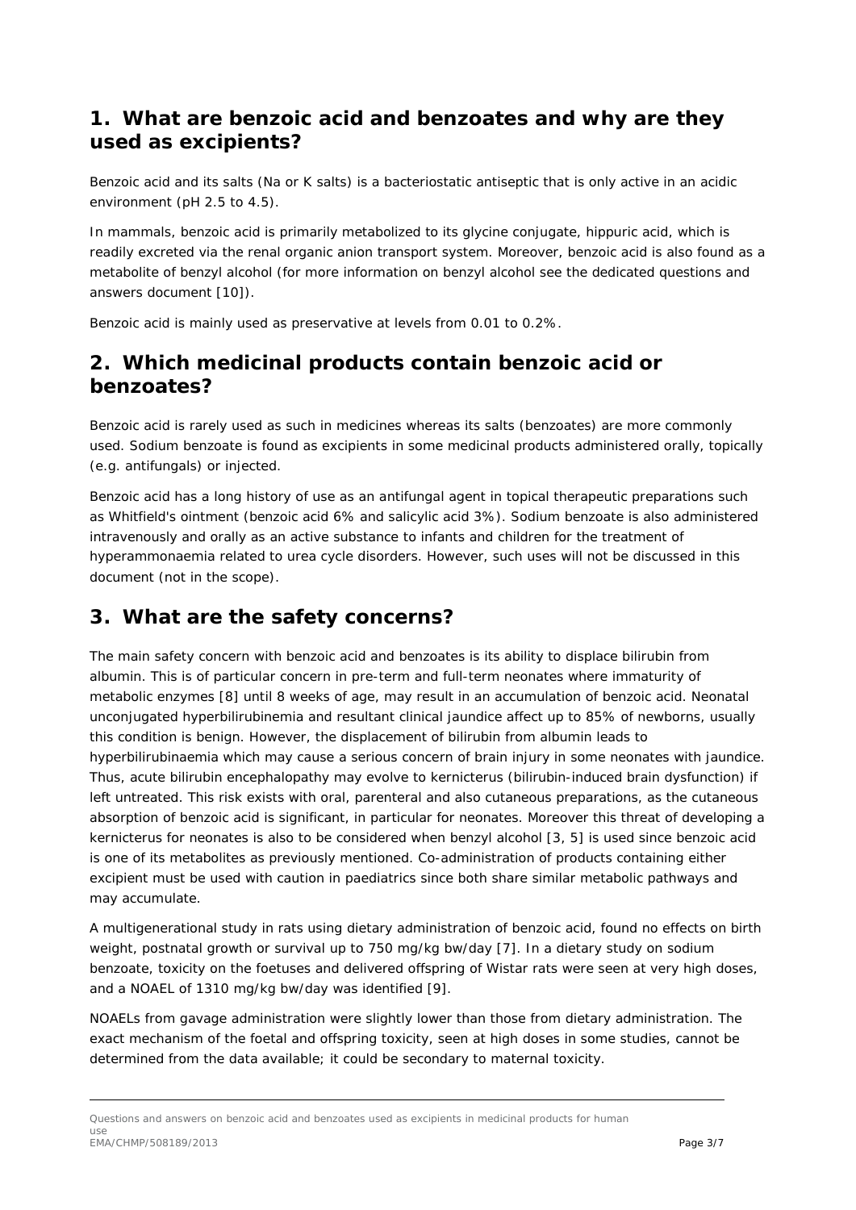## 1. What are benzoic acid and benzoates and why are they used as excipients?

Benzoic acid and its salts (Na or K salts) is a bacteriostatic antiseptic that is only active in an acidic environment (pH 2.5 to 4.5).

In mammals, benzoic acid is primarily metabolized to its glycine conjugate, hippuric acid, which is readily excreted via the renal organic anion transport system. Moreover, benzoic acid is also found as a metabolite of benzyl alcohol (for more information on benzyl alcohol see the dedicated questions and answers document [10]).

Benzoic acid is mainly used as preservative at levels from 0.01 to 0.2%.

## 2. Which medicinal products contain benzoic acid or benzoates?

Benzoic acid is rarely used as such in medicines whereas its salts (benzoates) are more commonly used. Sodium benzoate is found as excipients in some medicinal products administered orally, topically (e.g. antifungals) or injected.

Benzoic acid has a long history of use as an antifungal agent in topical therapeutic preparations such as Whitfield's ointment (benzoic acid 6% and salicylic acid 3%). Sodium benzoate is also administered intravenously and orally as an active substance to infants and children for the treatment of hyperammonaemia related to urea cycle disorders. However, such uses will not be discussed in this document (not in the scope).

## 3. What are the safety concerns?

The main safety concern with benzoic acid and benzoates is its ability to displace bilirubin from albumin. This is of particular concern in pre-term and full-term neonates where immaturity of metabolic enzymes [8] until 8 weeks of age, may result in an accumulation of benzoic acid. Neonatal unconjugated hyperbilirubinemia and resultant clinical jaundice affect up to 85% of newborns, usually this condition is benign. However, the displacement of bilirubin from albumin leads to hyperbilirubinaemia which may cause a serious concern of brain injury in some neonates with jaundice. Thus, acute bilirubin encephalopathy may evolve to kernicterus (bilirubin-induced brain dysfunction) if left untreated. This risk exists with oral, parenteral and also cutaneous preparations, as the cutaneous absorption of benzoic acid is significant, in particular for neonates. Moreover this threat of developing a kernicterus for neonates is also to be considered when benzyl alcohol [3, 5] is used since benzoic acid is one of its metabolites as previously mentioned. Co-administration of products containing either excipient must be used with caution in paediatrics since both share similar metabolic pathways and may accumulate.

A multigenerational study in rats using dietary administration of benzoic acid, found no effects on birth weight, postnatal growth or survival up to 750 mg/kg bw/day [7]. In a dietary study on sodium benzoate, toxicity on the foetuses and delivered offspring of Wistar rats were seen at very high doses, and a NOAEL of 1310 mg/kg bw/day was identified [9].

NOAELs from gavage administration were slightly lower than those from dietary administration. The exact mechanism of the foetal and offspring toxicity, seen at high doses in some studies, cannot be determined from the data available; it could be secondary to maternal toxicity.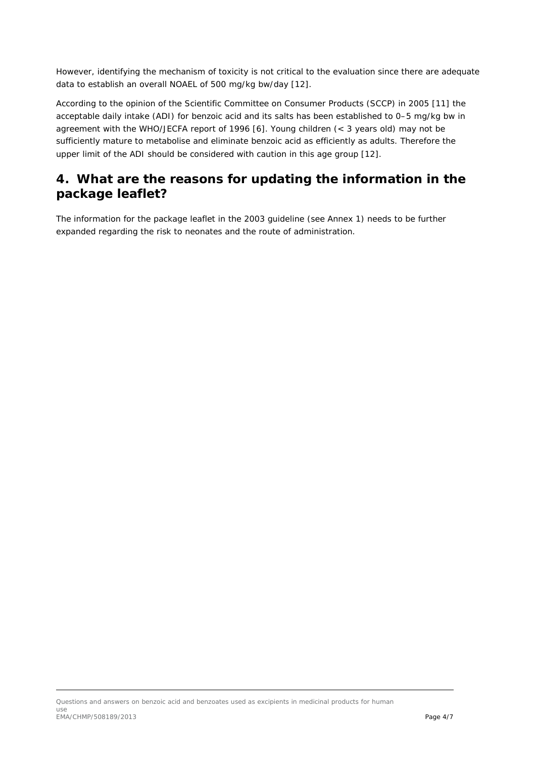However, identifying the mechanism of toxicity is not critical to the evaluation since there are adequate data to establish an overall NOAEL of 500 mg/kg bw/day [12].

According to the opinion of the Scientific Committee on Consumer Products (SCCP) in 2005 [11] the acceptable daily intake (ADI) for benzoic acid and its salts has been established to 0–5 mg/kg bw in agreement with the WHO/JECFA report of 1996 [6]. Young children (< 3 years old) may not be sufficiently mature to metabolise and eliminate benzoic acid as efficiently as adults. Therefore the upper limit of the ADI should be considered with caution in this age group [12].

## 4. What are the reasons for updating the information in the package leaflet?

The information for the package leaflet in the 2003 guideline (see Annex 1) needs to be further expanded regarding the risk to neonates and the route of administration.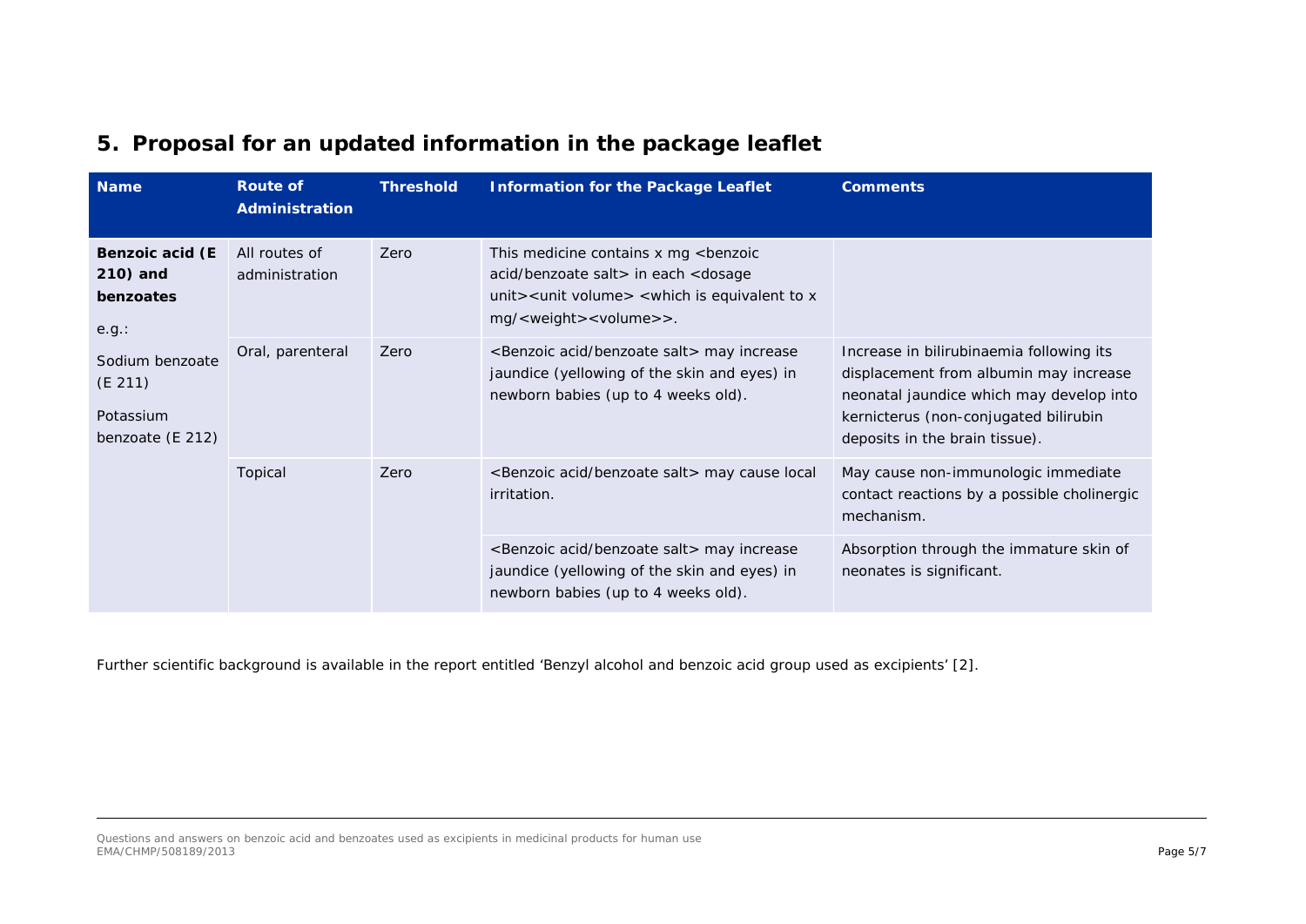## 5. Proposal for an updated information in the package leaflet

| Name | Route of Administration | Threshold | Information for the Package Leaflet | Comments |
|---|---|---|---|---|
| **Benzoic acid (E 210) and benzoates**<br>e.g.:<br>Sodium benzoate (E 211)<br>Potassium benzoate (E 212) | All routes of administration | Zero | This medicine contains x mg <benzoic acid/benzoate salt> in each <dosage unit><unit volume> <which is equivalent to x mg/<weight><volume>>. | |
| | Oral, parenteral | Zero | <Benzoic acid/benzoate salt> may increase jaundice (yellowing of the skin and eyes) in newborn babies (up to 4 weeks old). | Increase in bilirubinaemia following its displacement from albumin may increase neonatal jaundice which may develop into kernicterus (non-conjugated bilirubin deposits in the brain tissue). |
| | Topical | Zero | <Benzoic acid/benzoate salt> may cause local irritation. | May cause non-immunologic immediate contact reactions by a possible cholinergic mechanism. |
| | | | <Benzoic acid/benzoate salt> may increase jaundice (yellowing of the skin and eyes) in newborn babies (up to 4 weeks old). | Absorption through the immature skin of neonates is significant. |

Further scientific background is available in the report entitled 'Benzyl alcohol and benzoic acid group used as excipients' [2].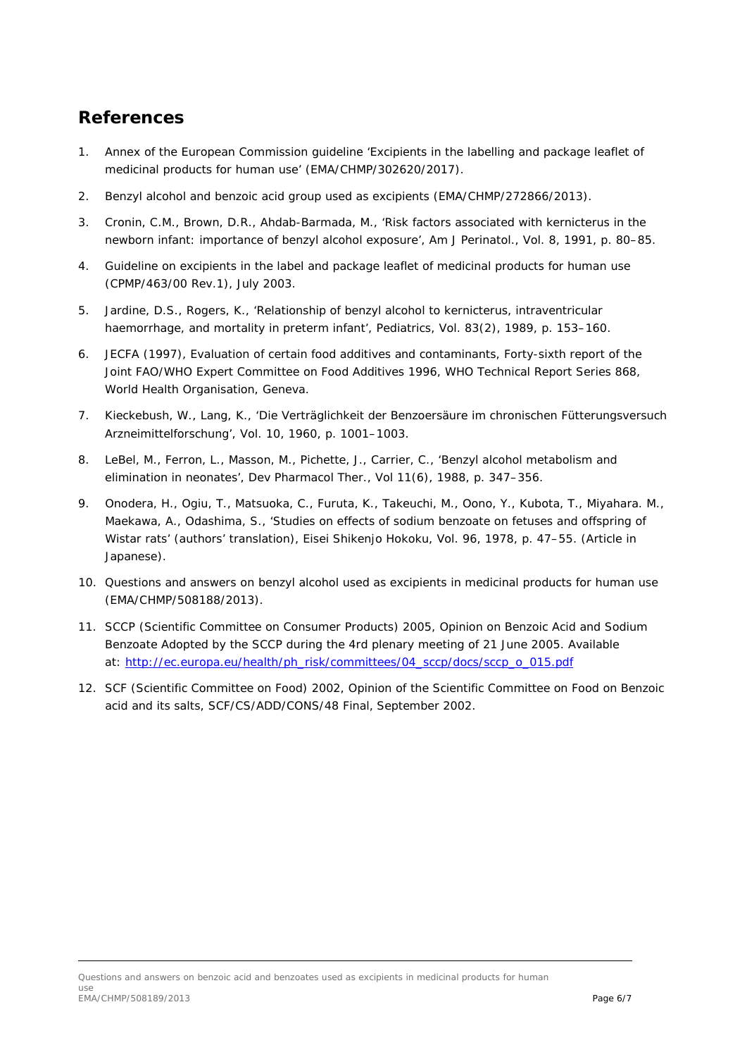## References

1. Annex of the European Commission guideline 'Excipients in the labelling and package leaflet of medicinal products for human use' (EMA/CHMP/302620/2017).
2. Benzyl alcohol and benzoic acid group used as excipients (EMA/CHMP/272866/2013).
3. Cronin, C.M., Brown, D.R., Ahdab-Barmada, M., 'Risk factors associated with kernicterus in the newborn infant: importance of benzyl alcohol exposure', Am J Perinatol., Vol. 8, 1991, p. 80–85.
4. Guideline on excipients in the label and package leaflet of medicinal products for human use (CPMP/463/00 Rev.1), July 2003.
5. Jardine, D.S., Rogers, K., 'Relationship of benzyl alcohol to kernicterus, intraventricular haemorrhage, and mortality in preterm infant', Pediatrics, Vol. 83(2), 1989, p. 153–160.
6. JECFA (1997), Evaluation of certain food additives and contaminants, Forty-sixth report of the Joint FAO/WHO Expert Committee on Food Additives 1996, WHO Technical Report Series 868, World Health Organisation, Geneva.
7. Kieckebush, W., Lang, K., 'Die Verträglichkeit der Benzoersäure im chronischen Fütterungsversuch Arzneimittelforschung', Vol. 10, 1960, p. 1001–1003.
8. LeBel, M., Ferron, L., Masson, M., Pichette, J., Carrier, C., 'Benzyl alcohol metabolism and elimination in neonates', Dev Pharmacol Ther., Vol 11(6), 1988, p. 347–356.
9. Onodera, H., Ogiu, T., Matsuoka, C., Furuta, K., Takeuchi, M., Oono, Y., Kubota, T., Miyahara. M., Maekawa, A., Odashima, S., 'Studies on effects of sodium benzoate on fetuses and offspring of Wistar rats' (authors' translation), Eisei Shikenjo Hokoku, Vol. 96, 1978, p. 47–55. (Article in Japanese).
10. Questions and answers on benzyl alcohol used as excipients in medicinal products for human use (EMA/CHMP/508188/2013).
11. SCCP (Scientific Committee on Consumer Products) 2005, Opinion on Benzoic Acid and Sodium Benzoate Adopted by the SCCP during the 4rd plenary meeting of 21 June 2005. Available at: [http://ec.europa.eu/health/ph_risk/committees/04_sccp/docs/sccp_o_015.pdf](http://ec.europa.eu/health/ph_risk/committees/04_sccp/docs/sccp_o_015.pdf)
12. SCF (Scientific Committee on Food) 2002, Opinion of the Scientific Committee on Food on Benzoic acid and its salts, SCF/CS/ADD/CONS/48 Final, September 2002.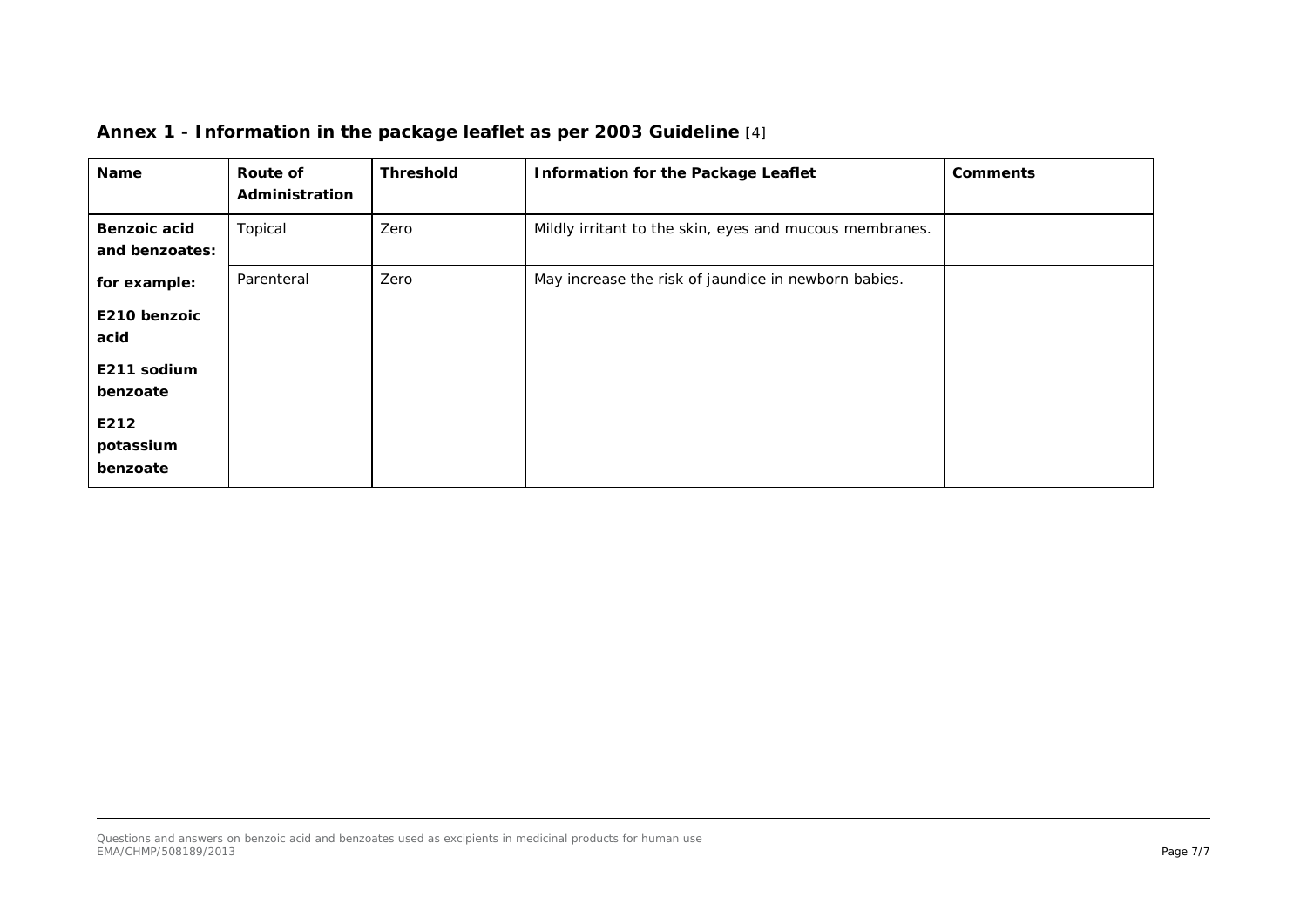## Annex 1 - Information in the package leaflet as per 2003 Guideline [4]

| Name | Route of Administration | Threshold | Information for the Package Leaflet | Comments |
|---|---|---|---|---|
| **Benzoic acid and benzoates:** | Topical | Zero | Mildly irritant to the skin, eyes and mucous membranes. | |
| **for example:** **E210 benzoic acid** **E211 sodium benzoate** **E212 potassium benzoate** | Parenteral | Zero | May increase the risk of jaundice in newborn babies. | |